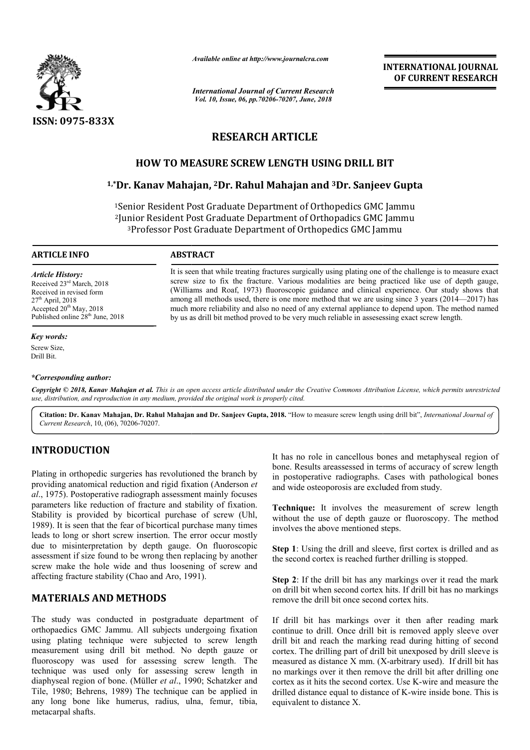ISSN: 0975-833X

*Available online at http://www.journalcra.com*

*International Journal of Current Research*
*Vol. 10, Issue, 06, pp.70206-70207, June, 2018*

**INTERNATIONAL JOURNAL OF CURRENT RESEARCH**

## RESEARCH ARTICLE

# HOW TO MEASURE SCREW LENGTH USING DRILL BIT

**[1,*]Dr. Kanav Mahajan, [2]Dr. Rahul Mahajan and [3]Dr. Sanjeev Gupta**

[1]Senior Resident Post Graduate Department of Orthopedics GMC Jammu
[2]Junior Resident Post Graduate Department of Orthopadics GMC Jammu
[3]Professor Post Graduate Department of Orthopedics GMC Jammu

**ARTICLE INFO**

***Article History:***
Received 23[rd] March, 2018
Received in revised form
27[th] April, 2018
Accepted 20[th] May, 2018
Published online 28[th] June, 2018

***Key words:***
Screw Size,
Drill Bit.

***\*Corresponding author:***

**ABSTRACT**

It is seen that while treating fractures surgically using plating one of the challenge is to measure exact screw size to fix the fracture. Various modalities are being practiced like use of depth gauge, (Williams and Roaf, 1973) fluoroscopic guidance and clinical experience. Our study shows that among all methods used, there is one more method that we are using since 3 years (2014—2017) has much more reliability and also no need of any external appliance to depend upon. The method named by us as drill bit method proved to be very much reliable in assesessing exact screw length.

***Copyright © 2018, Kanav Mahajan et al.*** *This is an open access article distributed under the Creative Commons Attribution License, which permits unrestricted use, distribution, and reproduction in any medium, provided the original work is properly cited.*

**Citation: Dr. Kanav Mahajan, Dr. Rahul Mahajan and Dr. Sanjeev Gupta, 2018.** "How to measure screw length using drill bit", *International Journal of Current Research*, 10, (06), 70206-70207.

## INTRODUCTION

Plating in orthopedic surgeries has revolutioned the branch by providing anatomical reduction and rigid fixation (Anderson *et al*., 1975). Postoperative radiograph assessment mainly focuses parameters like reduction of fracture and stability of fixation. Stability is provided by bicortical purchase of screw (Uhl, 1989). It is seen that the fear of bicortical purchase many times leads to long or short screw insertion. The error occur mostly due to misinterpretation by depth gauge. On fluoroscopic assessment if size found to be wrong then replacing by another screw make the hole wide and thus loosening of screw and affecting fracture stability (Chao and Aro, 1991).

## MATERIALS AND METHODS

The study was conducted in postgraduate department of orthopaedics GMC Jammu. All subjects undergoing fixation using plating technique were subjected to screw length measurement using drill bit method. No depth gauze or fluoroscopy was used for assessing screw length. The technique was used only for assessing screw length in diaphyseal region of bone. (Müller *et al*., 1990; Schatzker and Tile, 1980; Behrens, 1989) The technique can be applied in any long bone like humerus, radius, ulna, femur, tibia, metacarpal shafts.

It has no role in cancellous bones and metaphyseal region of bone. Results areassessed in terms of accuracy of screw length in postoperative radiographs. Cases with pathological bones and wide osteoporosis are excluded from study.

**Technique:** It involves the measurement of screw length without the use of depth gauze or fluoroscopy. The method involves the above mentioned steps.

**Step 1**: Using the drill and sleeve, first cortex is drilled and as the second cortex is reached further drilling is stopped.

**Step 2**: If the drill bit has any markings over it read the mark on drill bit when second cortex hits. If drill bit has no markings remove the drill bit once second cortex hits.

If drill bit has markings over it then after reading mark continue to drill. Once drill bit is removed apply sleeve over drill bit and reach the marking read during hitting of second cortex. The drilling part of drill bit unexposed by drill sleeve is measured as distance X mm. (X-arbitrary used). If drill bit has no markings over it then remove the drill bit after drilling one cortex as it hits the second cortex. Use K-wire and measure the drilled distance equal to distance of K-wire inside bone. This is equivalent to distance X.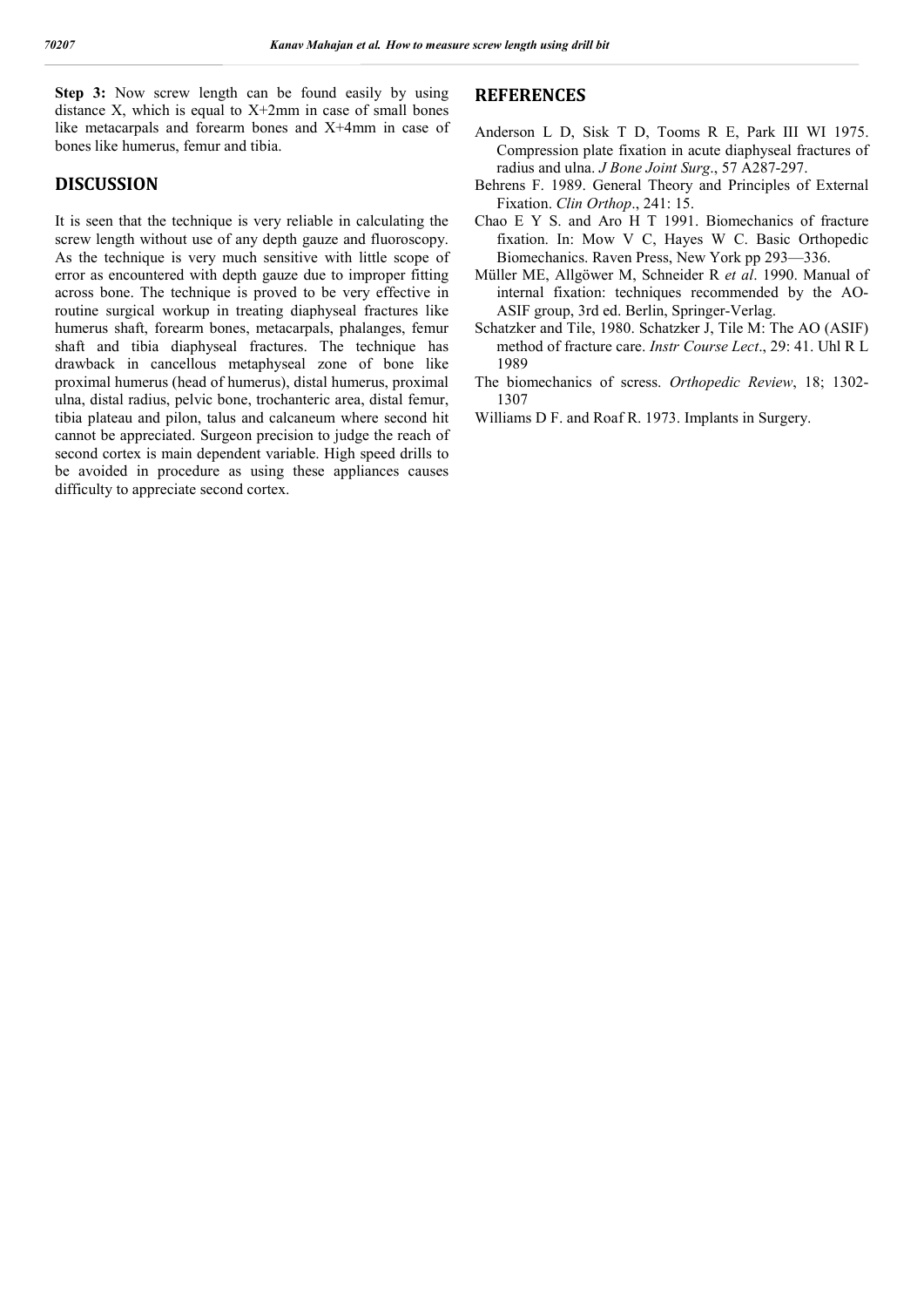**Step 3:** Now screw length can be found easily by using distance X, which is equal to X+2mm in case of small bones like metacarpals and forearm bones and X+4mm in case of bones like humerus, femur and tibia.

## DISCUSSION

It is seen that the technique is very reliable in calculating the screw length without use of any depth gauze and fluoroscopy. As the technique is very much sensitive with little scope of error as encountered with depth gauze due to improper fitting across bone. The technique is proved to be very effective in routine surgical workup in treating diaphyseal fractures like humerus shaft, forearm bones, metacarpals, phalanges, femur shaft and tibia diaphyseal fractures. The technique has drawback in cancellous metaphyseal zone of bone like proximal humerus (head of humerus), distal humerus, proximal ulna, distal radius, pelvic bone, trochanteric area, distal femur, tibia plateau and pilon, talus and calcaneum where second hit cannot be appreciated. Surgeon precision to judge the reach of second cortex is main dependent variable. High speed drills to be avoided in procedure as using these appliances causes difficulty to appreciate second cortex.

## REFERENCES

Anderson L D, Sisk T D, Tooms R E, Park III WI 1975. Compression plate fixation in acute diaphyseal fractures of radius and ulna. *J Bone Joint Surg*., 57 A287-297.

Behrens F. 1989. General Theory and Principles of External Fixation. *Clin Orthop*., 241: 15.

Chao E Y S. and Aro H T 1991. Biomechanics of fracture fixation. In: Mow V C, Hayes W C. Basic Orthopedic Biomechanics. Raven Press, New York pp 293—336.

Müller ME, Allgöwer M, Schneider R *et al*. 1990. Manual of internal fixation: techniques recommended by the AO-ASIF group, 3rd ed. Berlin, Springer-Verlag.

Schatzker and Tile, 1980. Schatzker J, Tile M: The AO (ASIF) method of fracture care. *Instr Course Lect*., 29: 41. Uhl R L 1989

The biomechanics of scress. *Orthopedic Review*, 18; 1302-1307

Williams D F. and Roaf R. 1973. Implants in Surgery.